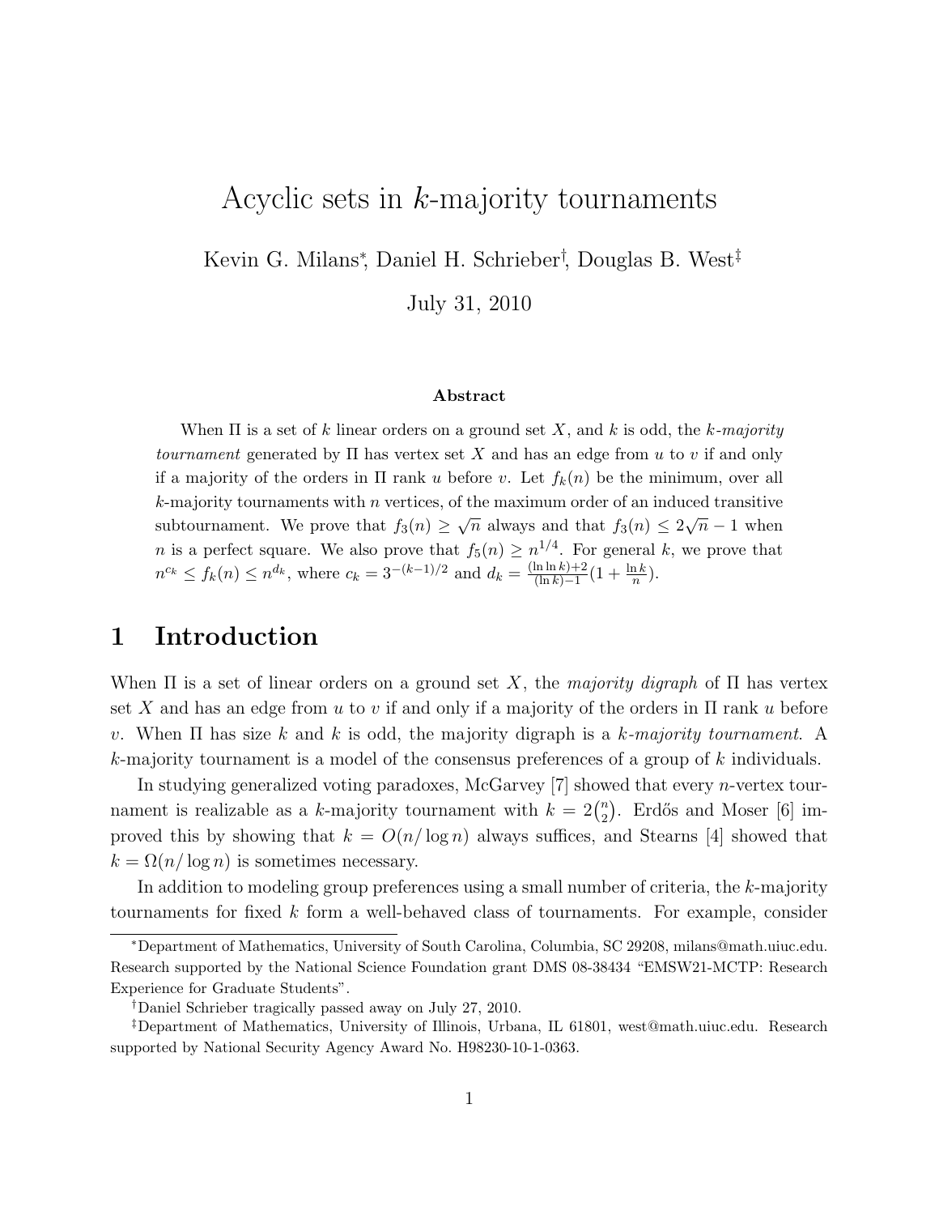# Acyclic sets in $k$-majority tournaments

Kevin G. Milans[*], Daniel H. Schrieber[†], Douglas B. West[‡]

July 31, 2010

### Abstract

When $\Pi$ is a set of $k$ linear orders on a ground set $X$, and $k$ is odd, the *$k$-majority tournament* generated by $\Pi$ has vertex set $X$ and has an edge from $u$ to $v$ if and only if a majority of the orders in $\Pi$ rank $u$ before $v$. Let $f_k(n)$ be the minimum, over all $k$-majority tournaments with $n$ vertices, of the maximum order of an induced transitive subtournament. We prove that $f_3(n) \geq \sqrt{n}$ always and that $f_3(n) \leq 2\sqrt{n} - 1$ when $n$ is a perfect square. We also prove that $f_5(n) \geq n^{1/4}$. For general $k$, we prove that $n^{c_k} \leq f_k(n) \leq n^{d_k}$, where $c_k = 3^{-(k-1)/2}$ and $d_k = \frac{(\ln \ln k)+2}{(\ln k)-1}(1 + \frac{\ln k}{n})$.

## 1 Introduction

When $\Pi$ is a set of linear orders on a ground set $X$, the *majority digraph* of $\Pi$ has vertex set $X$ and has an edge from $u$ to $v$ if and only if a majority of the orders in $\Pi$ rank $u$ before $v$. When $\Pi$ has size $k$ and $k$ is odd, the majority digraph is a *$k$-majority tournament*. A $k$-majority tournament is a model of the consensus preferences of a group of $k$ individuals.

In studying generalized voting paradoxes, McGarvey [7] showed that every $n$-vertex tournament is realizable as a $k$-majority tournament with $k = 2\binom{n}{2}$. Erdős and Moser [6] improved this by showing that $k = O(n/\log n)$ always suffices, and Stearns [4] showed that $k = \Omega(n/\log n)$ is sometimes necessary.

In addition to modeling group preferences using a small number of criteria, the $k$-majority tournaments for fixed $k$ form a well-behaved class of tournaments. For example, consider

---

[*] Department of Mathematics, University of South Carolina, Columbia, SC 29208, milans@math.uiuc.edu. Research supported by the National Science Foundation grant DMS 08-38434 "EMSW21-MCTP: Research Experience for Graduate Students".

[†] Daniel Schrieber tragically passed away on July 27, 2010.

[‡] Department of Mathematics, University of Illinois, Urbana, IL 61801, west@math.uiuc.edu. Research supported by National Security Agency Award No. H98230-10-1-0363.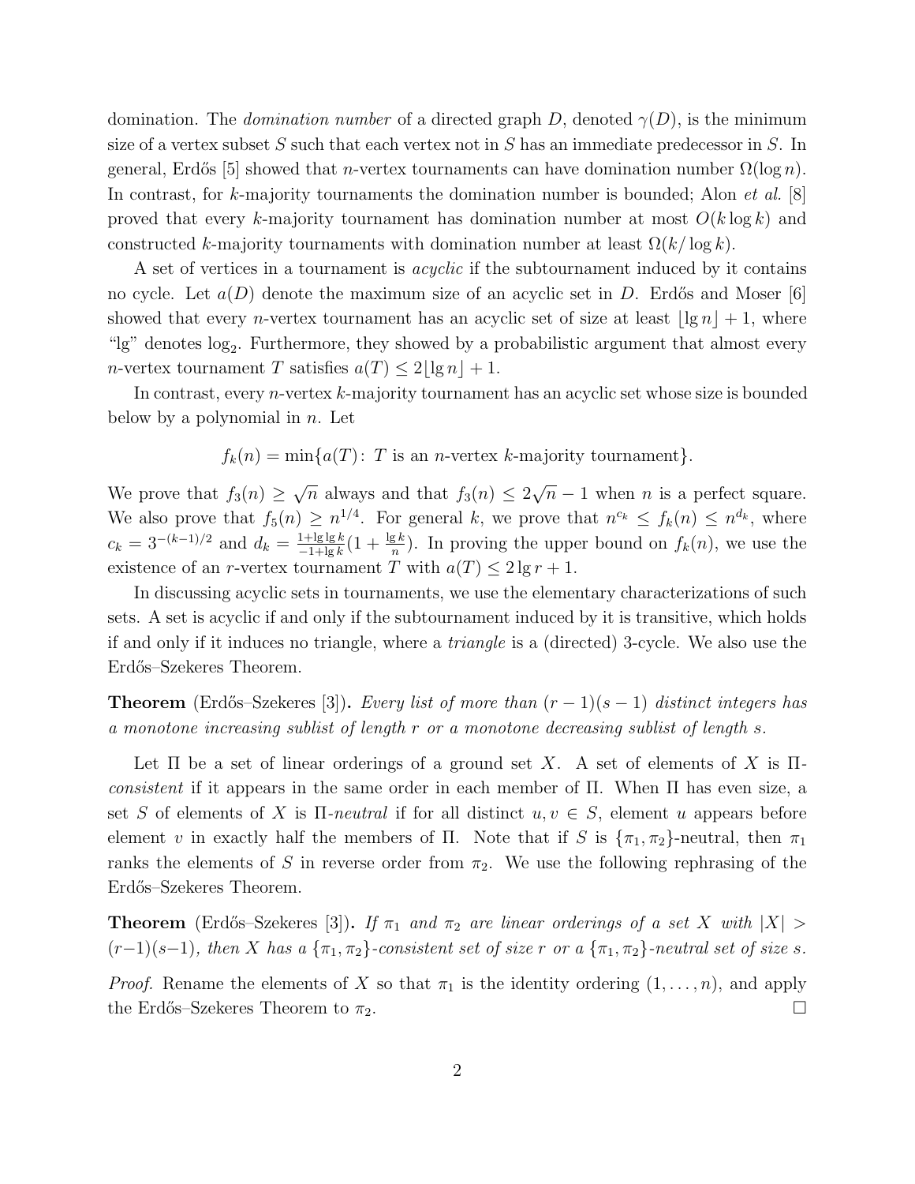domination. The *domination number* of a directed graph $D$, denoted $\gamma(D)$, is the minimum size of a vertex subset $S$ such that each vertex not in $S$ has an immediate predecessor in $S$. In general, Erdős [5] showed that $n$-vertex tournaments can have domination number $\Omega(\log n)$. In contrast, for $k$-majority tournaments the domination number is bounded; Alon *et al.* [8] proved that every $k$-majority tournament has domination number at most $O(k \log k)$ and constructed $k$-majority tournaments with domination number at least $\Omega(k/\log k)$.

A set of vertices in a tournament is *acyclic* if the subtournament induced by it contains no cycle. Let $a(D)$ denote the maximum size of an acyclic set in $D$. Erdős and Moser [6] showed that every $n$-vertex tournament has an acyclic set of size at least $\lfloor \lg n \rfloor + 1$, where "lg" denotes $\log_2$. Furthermore, they showed by a probabilistic argument that almost every $n$-vertex tournament $T$ satisfies $a(T) \leq 2\lfloor \lg n \rfloor + 1$.

In contrast, every $n$-vertex $k$-majority tournament has an acyclic set whose size is bounded below by a polynomial in $n$. Let

$$f_k(n) = \min\{a(T) \colon T \text{ is an } n\text{-vertex } k\text{-majority tournament}\}.$$

We prove that $f_3(n) \geq \sqrt{n}$ always and that $f_3(n) \leq 2\sqrt{n} - 1$ when $n$ is a perfect square. We also prove that $f_5(n) \geq n^{1/4}$. For general $k$, we prove that $n^{c_k} \leq f_k(n) \leq n^{d_k}$, where $c_k = 3^{-(k-1)/2}$ and $d_k = \frac{1+\lg \lg k}{-1+\lg k}(1 + \frac{\lg k}{n})$. In proving the upper bound on $f_k(n)$, we use the existence of an $r$-vertex tournament $T$ with $a(T) \leq 2 \lg r + 1$.

In discussing acyclic sets in tournaments, we use the elementary characterizations of such sets. A set is acyclic if and only if the subtournament induced by it is transitive, which holds if and only if it induces no triangle, where a *triangle* is a (directed) 3-cycle. We also use the Erdős–Szekeres Theorem.

**Theorem** (Erdős–Szekeres [3])**.** *Every list of more than $(r-1)(s-1)$ distinct integers has a monotone increasing sublist of length $r$ or a monotone decreasing sublist of length $s$.*

Let $\Pi$ be a set of linear orderings of a ground set $X$. A set of elements of $X$ is $\Pi$-*consistent* if it appears in the same order in each member of $\Pi$. When $\Pi$ has even size, a set $S$ of elements of $X$ is $\Pi$-*neutral* if for all distinct $u, v \in S$, element $u$ appears before element $v$ in exactly half the members of $\Pi$. Note that if $S$ is $\{\pi_1, \pi_2\}$-neutral, then $\pi_1$ ranks the elements of $S$ in reverse order from $\pi_2$. We use the following rephrasing of the Erdős–Szekeres Theorem.

**Theorem** (Erdős–Szekeres [3])**.** *If $\pi_1$ and $\pi_2$ are linear orderings of a set $X$ with $|X| > (r-1)(s-1)$, then $X$ has a $\{\pi_1, \pi_2\}$-consistent set of size $r$ or a $\{\pi_1, \pi_2\}$-neutral set of size $s$.*

*Proof.* Rename the elements of $X$ so that $\pi_1$ is the identity ordering $(1, \ldots, n)$, and apply the Erdős–Szekeres Theorem to $\pi_2$. $\square$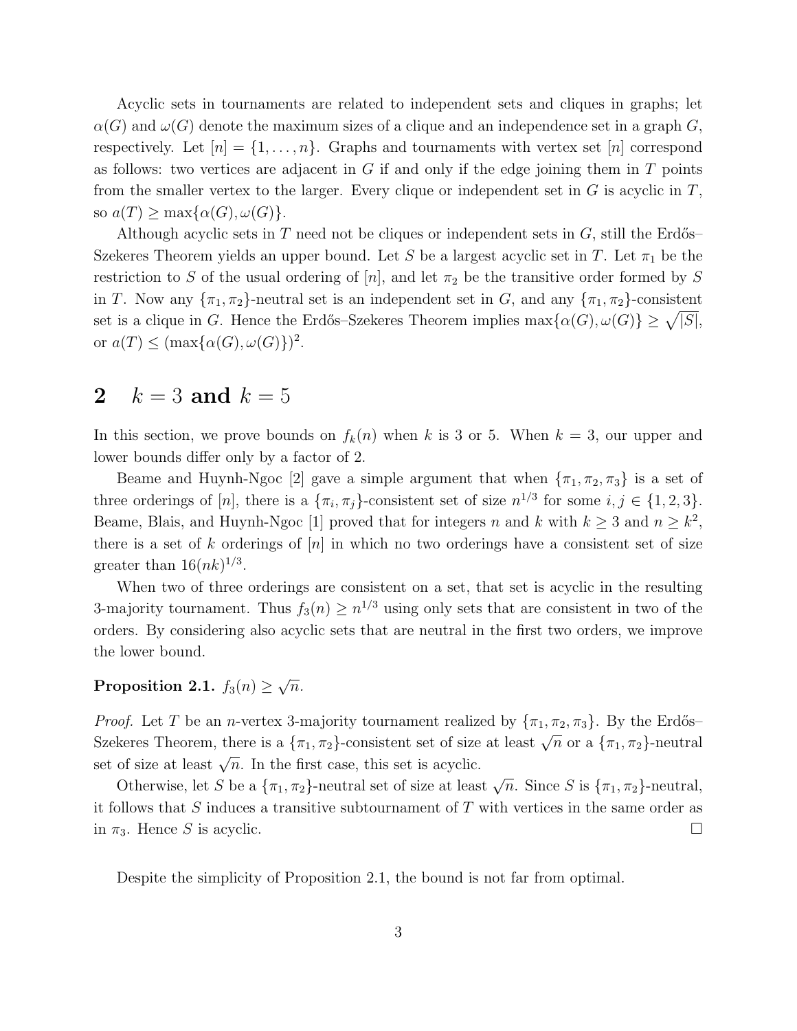Acyclic sets in tournaments are related to independent sets and cliques in graphs; let $\alpha(G)$ and $\omega(G)$ denote the maximum sizes of a clique and an independence set in a graph $G$, respectively. Let $[n] = \{1, \dots, n\}$. Graphs and tournaments with vertex set $[n]$ correspond as follows: two vertices are adjacent in $G$ if and only if the edge joining them in $T$ points from the smaller vertex to the larger. Every clique or independent set in $G$ is acyclic in $T$, so $a(T) \geq \max\{\alpha(G), \omega(G)\}$.

Although acyclic sets in $T$ need not be cliques or independent sets in $G$, still the Erdős–Szekeres Theorem yields an upper bound. Let $S$ be a largest acyclic set in $T$. Let $\pi_1$ be the restriction to $S$ of the usual ordering of $[n]$, and let $\pi_2$ be the transitive order formed by $S$ in $T$. Now any $\{\pi_1, \pi_2\}$-neutral set is an independent set in $G$, and any $\{\pi_1, \pi_2\}$-consistent set is a clique in $G$. Hence the Erdős–Szekeres Theorem implies $\max\{\alpha(G), \omega(G)\} \geq \sqrt{|S|}$, or $a(T) \leq (\max\{\alpha(G), \omega(G)\})^2$.

## 2 $k = 3$ and $k = 5$

In this section, we prove bounds on $f_k(n)$ when $k$ is 3 or 5. When $k = 3$, our upper and lower bounds differ only by a factor of 2.

Beame and Huynh-Ngoc [2] gave a simple argument that when $\{\pi_1, \pi_2, \pi_3\}$ is a set of three orderings of $[n]$, there is a $\{\pi_i, \pi_j\}$-consistent set of size $n^{1/3}$ for some $i, j \in \{1, 2, 3\}$. Beame, Blais, and Huynh-Ngoc [1] proved that for integers $n$ and $k$ with $k \geq 3$ and $n \geq k^2$, there is a set of $k$ orderings of $[n]$ in which no two orderings have a consistent set of size greater than $16(nk)^{1/3}$.

When two of three orderings are consistent on a set, that set is acyclic in the resulting 3-majority tournament. Thus $f_3(n) \geq n^{1/3}$ using only sets that are consistent in two of the orders. By considering also acyclic sets that are neutral in the first two orders, we improve the lower bound.

**Proposition 2.1.** $f_3(n) \geq \sqrt{n}$.

*Proof.* Let $T$ be an $n$-vertex 3-majority tournament realized by $\{\pi_1, \pi_2, \pi_3\}$. By the Erdős–Szekeres Theorem, there is a $\{\pi_1, \pi_2\}$-consistent set of size at least $\sqrt{n}$ or a $\{\pi_1, \pi_2\}$-neutral set of size at least $\sqrt{n}$. In the first case, this set is acyclic.

Otherwise, let $S$ be a $\{\pi_1, \pi_2\}$-neutral set of size at least $\sqrt{n}$. Since $S$ is $\{\pi_1, \pi_2\}$-neutral, it follows that $S$ induces a transitive subtournament of $T$ with vertices in the same order as in $\pi_3$. Hence $S$ is acyclic. □

Despite the simplicity of Proposition 2.1, the bound is not far from optimal.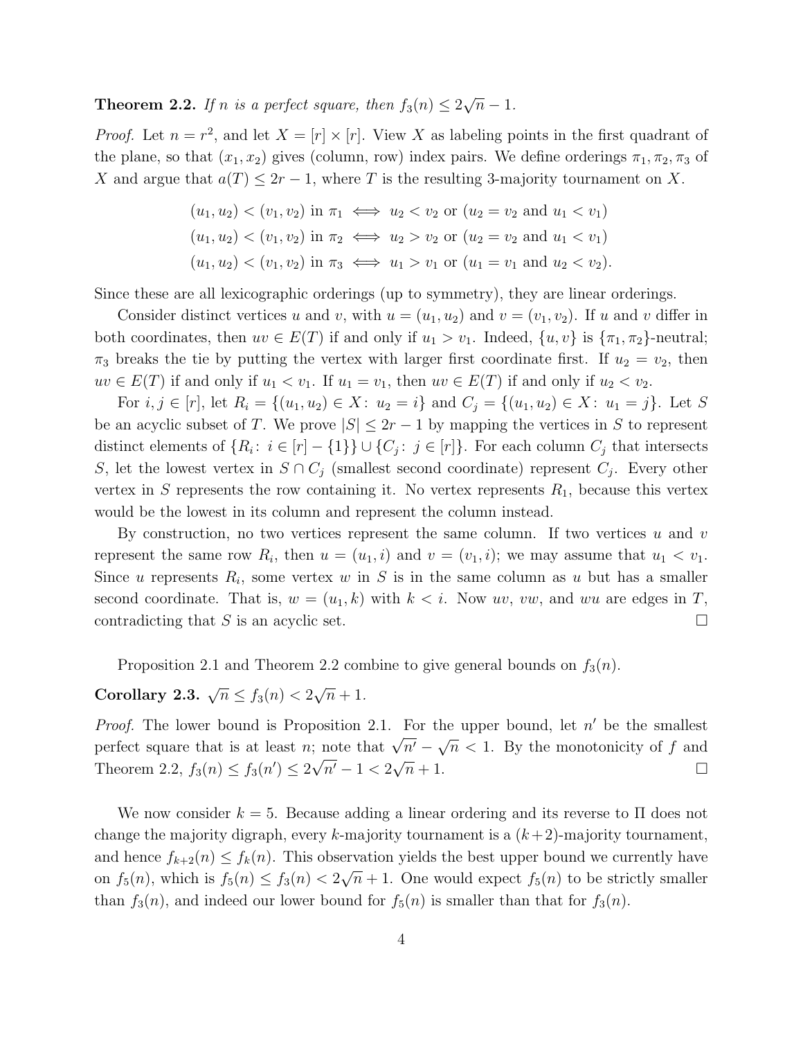**Theorem 2.2.** *If $n$ is a perfect square, then $f_3(n) \leq 2\sqrt{n} - 1$.*

*Proof.* Let $n = r^2$, and let $X = [r] \times [r]$. View $X$ as labeling points in the first quadrant of the plane, so that $(x_1, x_2)$ gives (column, row) index pairs. We define orderings $\pi_1, \pi_2, \pi_3$ of $X$ and argue that $a(T) \leq 2r - 1$, where $T$ is the resulting 3-majority tournament on $X$.

$$(u_1, u_2) < (v_1, v_2) \text{ in } \pi_1 \iff u_2 < v_2 \text{ or } (u_2 = v_2 \text{ and } u_1 < v_1)$$
$$(u_1, u_2) < (v_1, v_2) \text{ in } \pi_2 \iff u_2 > v_2 \text{ or } (u_2 = v_2 \text{ and } u_1 < v_1)$$
$$(u_1, u_2) < (v_1, v_2) \text{ in } \pi_3 \iff u_1 > v_1 \text{ or } (u_1 = v_1 \text{ and } u_2 < v_2).$$

Since these are all lexicographic orderings (up to symmetry), they are linear orderings.

Consider distinct vertices $u$ and $v$, with $u = (u_1, u_2)$ and $v = (v_1, v_2)$. If $u$ and $v$ differ in both coordinates, then $uv \in E(T)$ if and only if $u_1 > v_1$. Indeed, $\{u, v\}$ is $\{\pi_1, \pi_2\}$-neutral; $\pi_3$ breaks the tie by putting the vertex with larger first coordinate first. If $u_2 = v_2$, then $uv \in E(T)$ if and only if $u_1 < v_1$. If $u_1 = v_1$, then $uv \in E(T)$ if and only if $u_2 < v_2$.

For $i, j \in [r]$, let $R_i = \{(u_1, u_2) \in X\colon\ u_2 = i\}$ and $C_j = \{(u_1, u_2) \in X\colon\ u_1 = j\}$. Let $S$ be an acyclic subset of $T$. We prove $|S| \leq 2r - 1$ by mapping the vertices in $S$ to represent distinct elements of $\{R_i\colon\ i \in [r] - \{1\}\} \cup \{C_j\colon\ j \in [r]\}$. For each column $C_j$ that intersects $S$, let the lowest vertex in $S \cap C_j$ (smallest second coordinate) represent $C_j$. Every other vertex in $S$ represents the row containing it. No vertex represents $R_1$, because this vertex would be the lowest in its column and represent the column instead.

By construction, no two vertices represent the same column. If two vertices $u$ and $v$ represent the same row $R_i$, then $u = (u_1, i)$ and $v = (v_1, i)$; we may assume that $u_1 < v_1$. Since $u$ represents $R_i$, some vertex $w$ in $S$ is in the same column as $u$ but has a smaller second coordinate. That is, $w = (u_1, k)$ with $k < i$. Now $uv$, $vw$, and $wu$ are edges in $T$, contradicting that $S$ is an acyclic set. □

Proposition 2.1 and Theorem 2.2 combine to give general bounds on $f_3(n)$.

**Corollary 2.3.** $\sqrt{n} \leq f_3(n) < 2\sqrt{n} + 1$.

*Proof.* The lower bound is Proposition 2.1. For the upper bound, let $n'$ be the smallest perfect square that is at least $n$; note that $\sqrt{n'} - \sqrt{n} < 1$. By the monotonicity of $f$ and Theorem 2.2, $f_3(n) \leq f_3(n') \leq 2\sqrt{n'} - 1 < 2\sqrt{n} + 1$. □

We now consider $k = 5$. Because adding a linear ordering and its reverse to $\Pi$ does not change the majority digraph, every $k$-majority tournament is a $(k+2)$-majority tournament, and hence $f_{k+2}(n) \leq f_k(n)$. This observation yields the best upper bound we currently have on $f_5(n)$, which is $f_5(n) \leq f_3(n) < 2\sqrt{n} + 1$. One would expect $f_5(n)$ to be strictly smaller than $f_3(n)$, and indeed our lower bound for $f_5(n)$ is smaller than that for $f_3(n)$.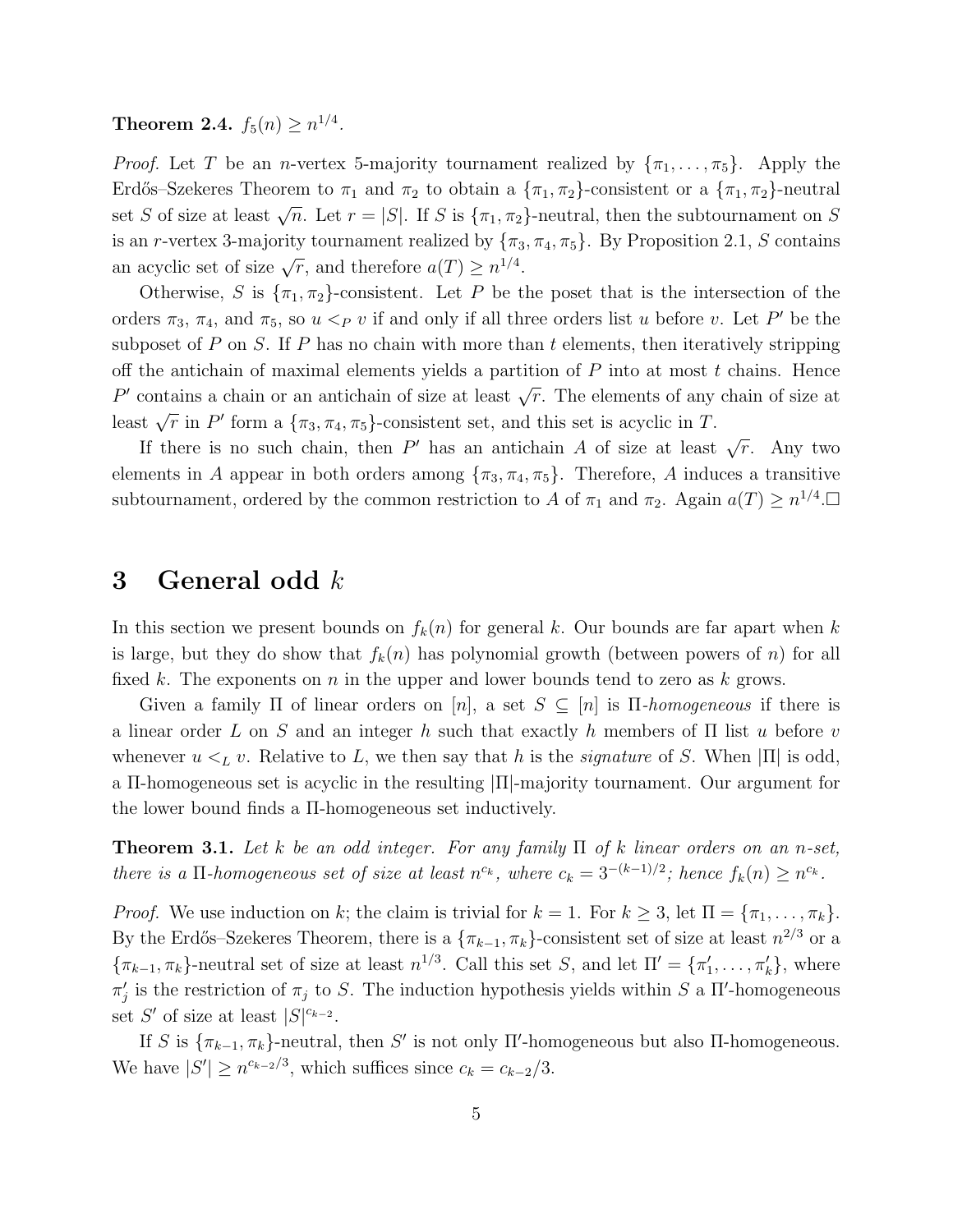**Theorem 2.4.** $f_5(n) \geq n^{1/4}$.

*Proof.* Let $T$ be an $n$-vertex 5-majority tournament realized by $\{\pi_1, \ldots, \pi_5\}$. Apply the Erdős–Szekeres Theorem to $\pi_1$ and $\pi_2$ to obtain a $\{\pi_1, \pi_2\}$-consistent or a $\{\pi_1, \pi_2\}$-neutral set $S$ of size at least $\sqrt{n}$. Let $r = |S|$. If $S$ is $\{\pi_1, \pi_2\}$-neutral, then the subtournament on $S$ is an $r$-vertex 3-majority tournament realized by $\{\pi_3, \pi_4, \pi_5\}$. By Proposition 2.1, $S$ contains an acyclic set of size $\sqrt{r}$, and therefore $a(T) \geq n^{1/4}$.

Otherwise, $S$ is $\{\pi_1, \pi_2\}$-consistent. Let $P$ be the poset that is the intersection of the orders $\pi_3$, $\pi_4$, and $\pi_5$, so $u <_P v$ if and only if all three orders list $u$ before $v$. Let $P'$ be the subposet of $P$ on $S$. If $P$ has no chain with more than $t$ elements, then iteratively stripping off the antichain of maximal elements yields a partition of $P$ into at most $t$ chains. Hence $P'$ contains a chain or an antichain of size at least $\sqrt{r}$. The elements of any chain of size at least $\sqrt{r}$ in $P'$ form a $\{\pi_3, \pi_4, \pi_5\}$-consistent set, and this set is acyclic in $T$.

If there is no such chain, then $P'$ has an antichain $A$ of size at least $\sqrt{r}$. Any two elements in $A$ appear in both orders among $\{\pi_3, \pi_4, \pi_5\}$. Therefore, $A$ induces a transitive subtournament, ordered by the common restriction to $A$ of $\pi_1$ and $\pi_2$. Again $a(T) \geq n^{1/4}$.□

# 3 General odd $k$

In this section we present bounds on $f_k(n)$ for general $k$. Our bounds are far apart when $k$ is large, but they do show that $f_k(n)$ has polynomial growth (between powers of $n$) for all fixed $k$. The exponents on $n$ in the upper and lower bounds tend to zero as $k$ grows.

Given a family $\Pi$ of linear orders on $[n]$, a set $S \subseteq [n]$ is $\Pi$-*homogeneous* if there is a linear order $L$ on $S$ and an integer $h$ such that exactly $h$ members of $\Pi$ list $u$ before $v$ whenever $u <_L v$. Relative to $L$, we then say that $h$ is the *signature* of $S$. When $|\Pi|$ is odd, a $\Pi$-homogeneous set is acyclic in the resulting $|\Pi|$-majority tournament. Our argument for the lower bound finds a $\Pi$-homogeneous set inductively.

**Theorem 3.1.** *Let $k$ be an odd integer. For any family $\Pi$ of $k$ linear orders on an $n$-set, there is a $\Pi$-homogeneous set of size at least $n^{c_k}$, where $c_k = 3^{-(k-1)/2}$; hence $f_k(n) \geq n^{c_k}$.*

*Proof.* We use induction on $k$; the claim is trivial for $k = 1$. For $k \geq 3$, let $\Pi = \{\pi_1, \ldots, \pi_k\}$. By the Erdős–Szekeres Theorem, there is a $\{\pi_{k-1}, \pi_k\}$-consistent set of size at least $n^{2/3}$ or a $\{\pi_{k-1}, \pi_k\}$-neutral set of size at least $n^{1/3}$. Call this set $S$, and let $\Pi' = \{\pi'_1, \ldots, \pi'_k\}$, where $\pi'_j$ is the restriction of $\pi_j$ to $S$. The induction hypothesis yields within $S$ a $\Pi'$-homogeneous set $S'$ of size at least $|S|^{c_{k-2}}$.

If $S$ is $\{\pi_{k-1}, \pi_k\}$-neutral, then $S'$ is not only $\Pi'$-homogeneous but also $\Pi$-homogeneous. We have $|S'| \geq n^{c_{k-2}/3}$, which suffices since $c_k = c_{k-2}/3$.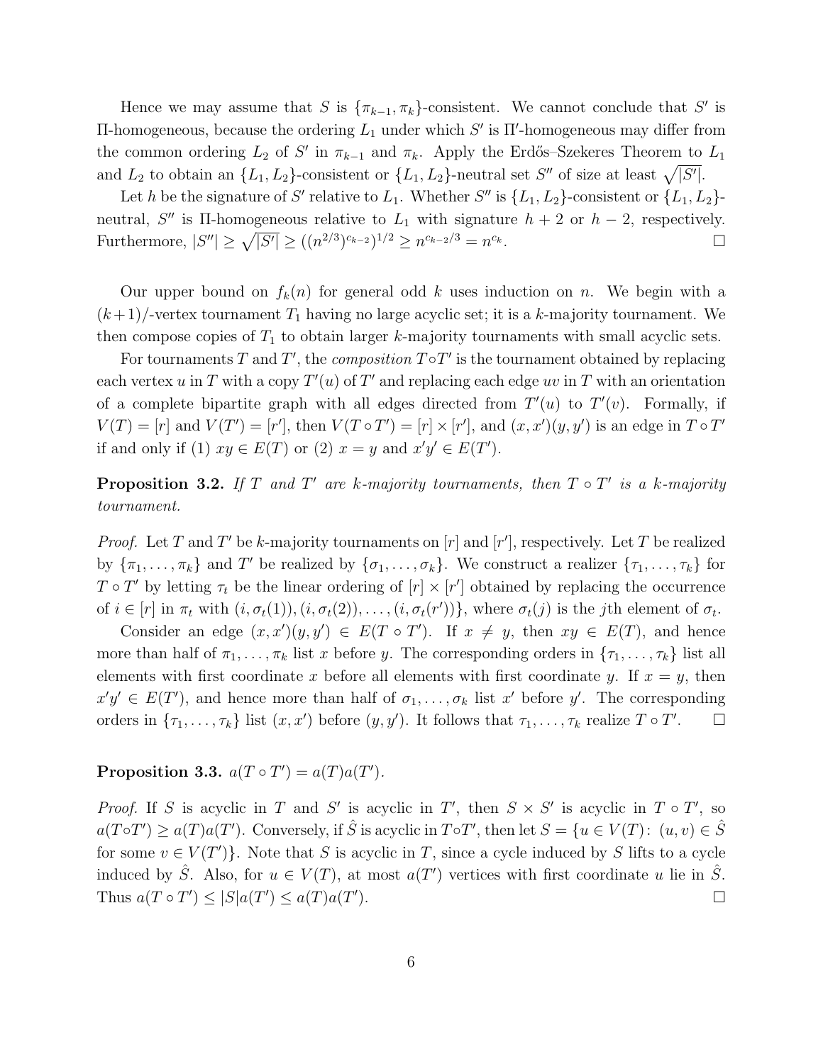Hence we may assume that $S$ is $\{\pi_{k-1}, \pi_k\}$-consistent. We cannot conclude that $S'$ is $\Pi$-homogeneous, because the ordering $L_1$ under which $S'$ is $\Pi'$-homogeneous may differ from the common ordering $L_2$ of $S'$ in $\pi_{k-1}$ and $\pi_k$. Apply the Erdős–Szekeres Theorem to $L_1$ and $L_2$ to obtain an $\{L_1, L_2\}$-consistent or $\{L_1, L_2\}$-neutral set $S''$ of size at least $\sqrt{|S'|}$.

Let $h$ be the signature of $S'$ relative to $L_1$. Whether $S''$ is $\{L_1, L_2\}$-consistent or $\{L_1, L_2\}$-neutral, $S''$ is $\Pi$-homogeneous relative to $L_1$ with signature $h+2$ or $h-2$, respectively. Furthermore, $|S''| \geq \sqrt{|S'|} \geq ((n^{2/3})^{c_{k-2}})^{1/2} \geq n^{c_{k-2}/3} = n^{c_k}$. $\square$

Our upper bound on $f_k(n)$ for general odd $k$ uses induction on $n$. We begin with a $(k+1)$/-vertex tournament $T_1$ having no large acyclic set; it is a $k$-majority tournament. We then compose copies of $T_1$ to obtain larger $k$-majority tournaments with small acyclic sets.

For tournaments $T$ and $T'$, the *composition* $T \circ T'$ is the tournament obtained by replacing each vertex $u$ in $T$ with a copy $T'(u)$ of $T'$ and replacing each edge $uv$ in $T$ with an orientation of a complete bipartite graph with all edges directed from $T'(u)$ to $T'(v)$. Formally, if $V(T) = [r]$ and $V(T') = [r']$, then $V(T \circ T') = [r] \times [r']$, and $(x, x')(y, y')$ is an edge in $T \circ T'$ if and only if (1) $xy \in E(T)$ or (2) $x = y$ and $x'y' \in E(T')$.

**Proposition 3.2.** *If $T$ and $T'$ are $k$-majority tournaments, then $T \circ T'$ is a $k$-majority tournament.*

*Proof.* Let $T$ and $T'$ be $k$-majority tournaments on $[r]$ and $[r']$, respectively. Let $T$ be realized by $\{\pi_1, \ldots, \pi_k\}$ and $T'$ be realized by $\{\sigma_1, \ldots, \sigma_k\}$. We construct a realizer $\{\tau_1, \ldots, \tau_k\}$ for $T \circ T'$ by letting $\tau_t$ be the linear ordering of $[r] \times [r']$ obtained by replacing the occurrence of $i \in [r]$ in $\pi_t$ with $(i, \sigma_t(1)), (i, \sigma_t(2)), \ldots, (i, \sigma_t(r'))\}$, where $\sigma_t(j)$ is the $j$th element of $\sigma_t$.

Consider an edge $(x, x')(y, y') \in E(T \circ T')$. If $x \neq y$, then $xy \in E(T)$, and hence more than half of $\pi_1, \ldots, \pi_k$ list $x$ before $y$. The corresponding orders in $\{\tau_1, \ldots, \tau_k\}$ list all elements with first coordinate $x$ before all elements with first coordinate $y$. If $x = y$, then $x'y' \in E(T')$, and hence more than half of $\sigma_1, \ldots, \sigma_k$ list $x'$ before $y'$. The corresponding orders in $\{\tau_1, \ldots, \tau_k\}$ list $(x, x')$ before $(y, y')$. It follows that $\tau_1, \ldots, \tau_k$ realize $T \circ T'$. $\square$

**Proposition 3.3.** $a(T \circ T') = a(T)a(T')$.

*Proof.* If $S$ is acyclic in $T$ and $S'$ is acyclic in $T'$, then $S \times S'$ is acyclic in $T \circ T'$, so $a(T \circ T') \geq a(T)a(T')$. Conversely, if $\hat{S}$ is acyclic in $T \circ T'$, then let $S = \{u \in V(T) \colon (u, v) \in \hat{S}$ for some $v \in V(T')\}$. Note that $S$ is acyclic in $T$, since a cycle induced by $S$ lifts to a cycle induced by $\hat{S}$. Also, for $u \in V(T)$, at most $a(T')$ vertices with first coordinate $u$ lie in $\hat{S}$. Thus $a(T \circ T') \leq |S|a(T') \leq a(T)a(T')$. $\square$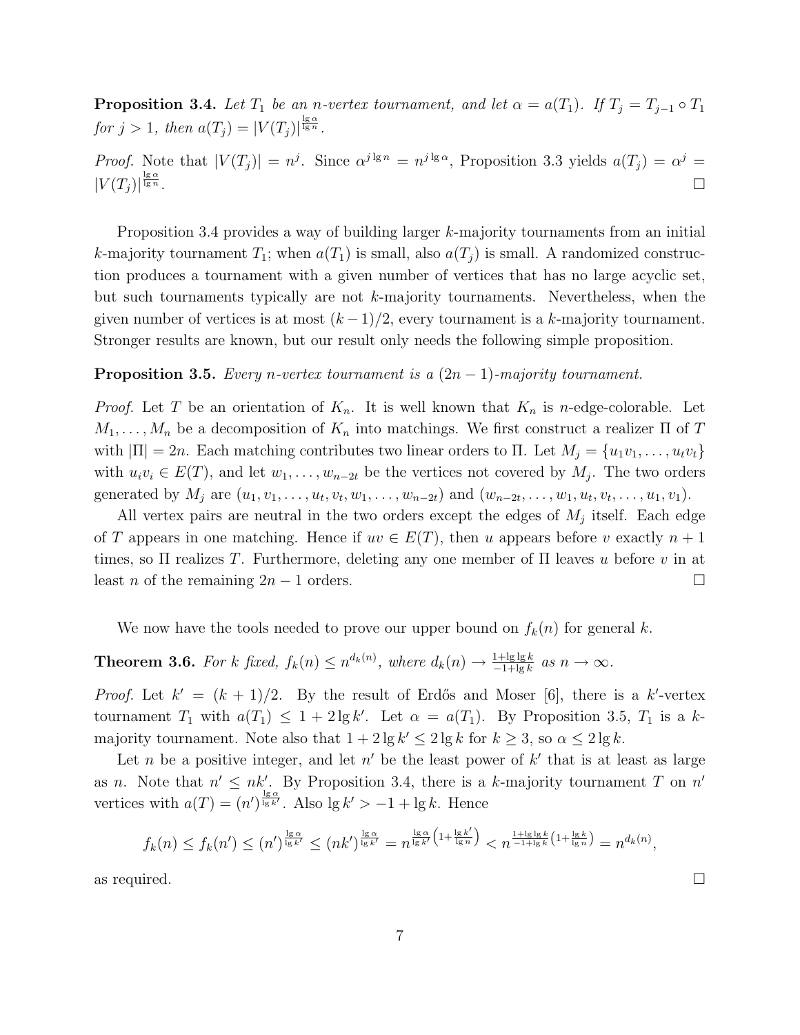**Proposition 3.4.** *Let $T_1$ be an $n$-vertex tournament, and let $\alpha = a(T_1)$. If $T_j = T_{j-1} \circ T_1$ for $j > 1$, then $a(T_j) = |V(T_j)|^{\frac{\lg \alpha}{\lg n}}$.*

*Proof.* Note that $|V(T_j)| = n^j$. Since $\alpha^{j \lg n} = n^{j \lg \alpha}$, Proposition 3.3 yields $a(T_j) = \alpha^j = |V(T_j)|^{\frac{\lg \alpha}{\lg n}}$. □

Proposition 3.4 provides a way of building larger $k$-majority tournaments from an initial $k$-majority tournament $T_1$; when $a(T_1)$ is small, also $a(T_j)$ is small. A randomized construction produces a tournament with a given number of vertices that has no large acyclic set, but such tournaments typically are not $k$-majority tournaments. Nevertheless, when the given number of vertices is at most $(k-1)/2$, every tournament is a $k$-majority tournament. Stronger results are known, but our result only needs the following simple proposition.

**Proposition 3.5.** *Every $n$-vertex tournament is a $(2n-1)$-majority tournament.*

*Proof.* Let $T$ be an orientation of $K_n$. It is well known that $K_n$ is $n$-edge-colorable. Let $M_1, \ldots, M_n$ be a decomposition of $K_n$ into matchings. We first construct a realizer $\Pi$ of $T$ with $|\Pi| = 2n$. Each matching contributes two linear orders to $\Pi$. Let $M_j = \{u_1v_1, \ldots, u_tv_t\}$ with $u_iv_i \in E(T)$, and let $w_1, \ldots, w_{n-2t}$ be the vertices not covered by $M_j$. The two orders generated by $M_j$ are $(u_1, v_1, \ldots, u_t, v_t, w_1, \ldots, w_{n-2t})$ and $(w_{n-2t}, \ldots, w_1, u_t, v_t, \ldots, u_1, v_1)$.

All vertex pairs are neutral in the two orders except the edges of $M_j$ itself. Each edge of $T$ appears in one matching. Hence if $uv \in E(T)$, then $u$ appears before $v$ exactly $n+1$ times, so $\Pi$ realizes $T$. Furthermore, deleting any one member of $\Pi$ leaves $u$ before $v$ in at least $n$ of the remaining $2n-1$ orders. □

We now have the tools needed to prove our upper bound on $f_k(n)$ for general $k$.

**Theorem 3.6.** *For $k$ fixed, $f_k(n) \le n^{d_k(n)}$, where $d_k(n) \to \frac{1+\lg\lg k}{-1+\lg k}$ as $n \to \infty$.*

*Proof.* Let $k' = (k+1)/2$. By the result of Erdős and Moser [6], there is a $k'$-vertex tournament $T_1$ with $a(T_1) \le 1 + 2\lg k'$. Let $\alpha = a(T_1)$. By Proposition 3.5, $T_1$ is a $k$-majority tournament. Note also that $1 + 2\lg k' \le 2\lg k$ for $k \ge 3$, so $\alpha \le 2\lg k$.

Let $n$ be a positive integer, and let $n'$ be the least power of $k'$ that is at least as large as $n$. Note that $n' \le nk'$. By Proposition 3.4, there is a $k$-majority tournament $T$ on $n'$ vertices with $a(T) = (n')^{\frac{\lg \alpha}{\lg k'}}$. Also $\lg k' > -1 + \lg k$. Hence

$$f_k(n) \le f_k(n') \le (n')^{\frac{\lg \alpha}{\lg k'}} \le (nk')^{\frac{\lg \alpha}{\lg k'}} = n^{\frac{\lg \alpha}{\lg k'}\left(1+\frac{\lg k'}{\lg n}\right)} < n^{\frac{1+\lg\lg k}{-1+\lg k}\left(1+\frac{\lg k}{\lg n}\right)} = n^{d_k(n)},$$

as required. □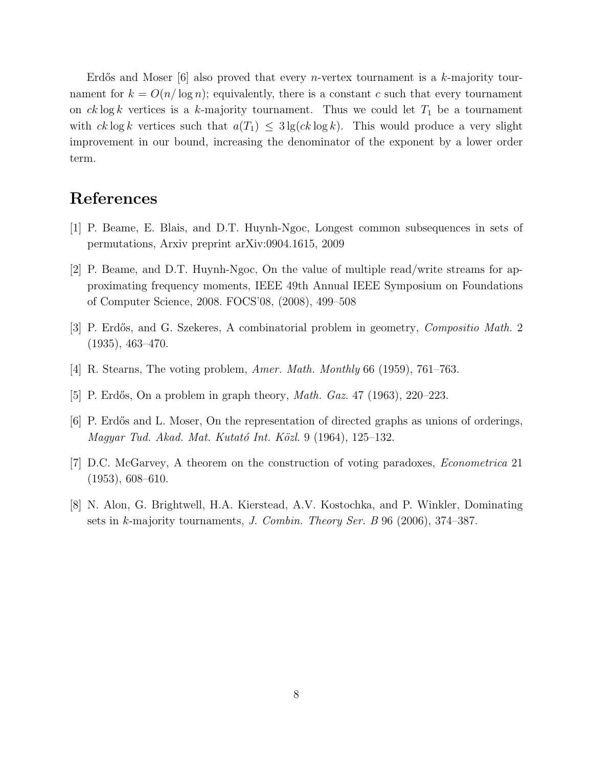Erdős and Moser [6] also proved that every $n$-vertex tournament is a $k$-majority tournament for $k = O(n/\log n)$; equivalently, there is a constant $c$ such that every tournament on $ck \log k$ vertices is a $k$-majority tournament. Thus we could let $T_1$ be a tournament with $ck \log k$ vertices such that $a(T_1) \leq 3 \lg(ck \log k)$. This would produce a very slight improvement in our bound, increasing the denominator of the exponent by a lower order term.

## References

[1] P. Beame, E. Blais, and D.T. Huynh-Ngoc, Longest common subsequences in sets of permutations, Arxiv preprint arXiv:0904.1615, 2009

[2] P. Beame, and D.T. Huynh-Ngoc, On the value of multiple read/write streams for approximating frequency moments, IEEE 49th Annual IEEE Symposium on Foundations of Computer Science, 2008. FOCS'08, (2008), 499–508

[3] P. Erdős, and G. Szekeres, A combinatorial problem in geometry, *Compositio Math.* 2 (1935), 463–470.

[4] R. Stearns, The voting problem, *Amer. Math. Monthly* 66 (1959), 761–763.

[5] P. Erdős, On a problem in graph theory, *Math. Gaz.* 47 (1963), 220–223.

[6] P. Erdős and L. Moser, On the representation of directed graphs as unions of orderings, *Magyar Tud. Akad. Mat. Kutató Int. Közl.* 9 (1964), 125–132.

[7] D.C. McGarvey, A theorem on the construction of voting paradoxes, *Econometrica* 21 (1953), 608–610.

[8] N. Alon, G. Brightwell, H.A. Kierstead, A.V. Kostochka, and P. Winkler, Dominating sets in $k$-majority tournaments, *J. Combin. Theory Ser. B* 96 (2006), 374–387.